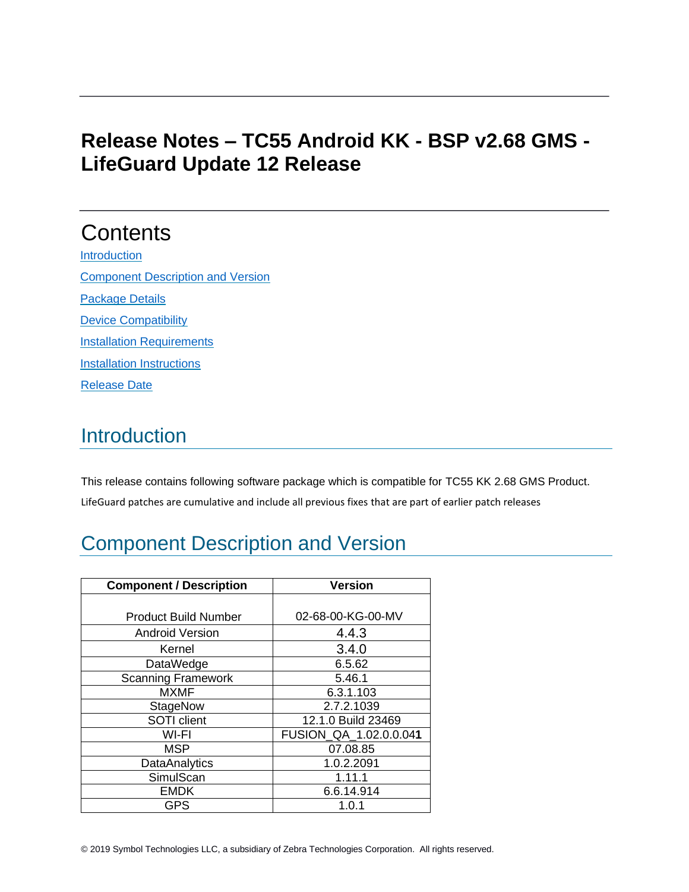# Release Notes – TC55 Android KK - BSP v2.68 GMS - LifeGuard Update 12 Release

## Contents

[Introduction](#introduction)

[Component Description and Version](#component-description-and-version)

[Package Details](#package-details)

[Device Compatibility](#device-compatibility)

[Installation Requirements](#installation-requirements)

[Installation Instructions](#installation-instructions)

[Release Date](#release-date)

## Introduction

This release contains following software package which is compatible for TC55 KK 2.68 GMS Product.

LifeGuard patches are cumulative and include all previous fixes that are part of earlier patch releases

## Component Description and Version

| Component / Description | Version |
| --- | --- |
| Product Build Number | 02-68-00-KG-00-MV |
| Android Version | 4.4.3 |
| Kernel | 3.4.0 |
| DataWedge | 6.5.62 |
| Scanning Framework | 5.46.1 |
| MXMF | 6.3.1.103 |
| StageNow | 2.7.2.1039 |
| SOTI client | 12.1.0 Build 23469 |
| WI-FI | FUSION_QA_1.02.0.0.041 |
| MSP | 07.08.85 |
| DataAnalytics | 1.0.2.2091 |
| SimulScan | 1.11.1 |
| EMDK | 6.6.14.914 |
| GPS | 1.0.1 |

© 2019 Symbol Technologies LLC, a subsidiary of Zebra Technologies Corporation. All rights reserved.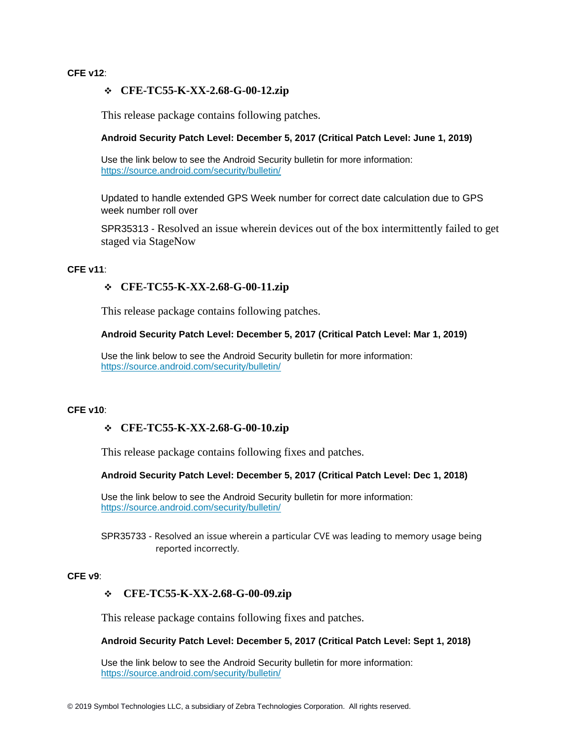**CFE v12**:

- **CFE-TC55-K-XX-2.68-G-00-12.zip**

This release package contains following patches.

**Android Security Patch Level: December 5, 2017 (Critical Patch Level: June 1, 2019)**

Use the link below to see the Android Security bulletin for more information:
https://source.android.com/security/bulletin/

Updated to handle extended GPS Week number for correct date calculation due to GPS week number roll over

SPR35313 - Resolved an issue wherein devices out of the box intermittently failed to get staged via StageNow

**CFE v11**:

- **CFE-TC55-K-XX-2.68-G-00-11.zip**

This release package contains following patches.

**Android Security Patch Level: December 5, 2017 (Critical Patch Level: Mar 1, 2019)**

Use the link below to see the Android Security bulletin for more information:
https://source.android.com/security/bulletin/

**CFE v10**:

- **CFE-TC55-K-XX-2.68-G-00-10.zip**

This release package contains following fixes and patches.

**Android Security Patch Level: December 5, 2017 (Critical Patch Level: Dec 1, 2018)**

Use the link below to see the Android Security bulletin for more information:
https://source.android.com/security/bulletin/

SPR35733 - Resolved an issue wherein a particular CVE was leading to memory usage being reported incorrectly.

**CFE v9**:

- **CFE-TC55-K-XX-2.68-G-00-09.zip**

This release package contains following fixes and patches.

**Android Security Patch Level: December 5, 2017 (Critical Patch Level: Sept 1, 2018)**

Use the link below to see the Android Security bulletin for more information:
https://source.android.com/security/bulletin/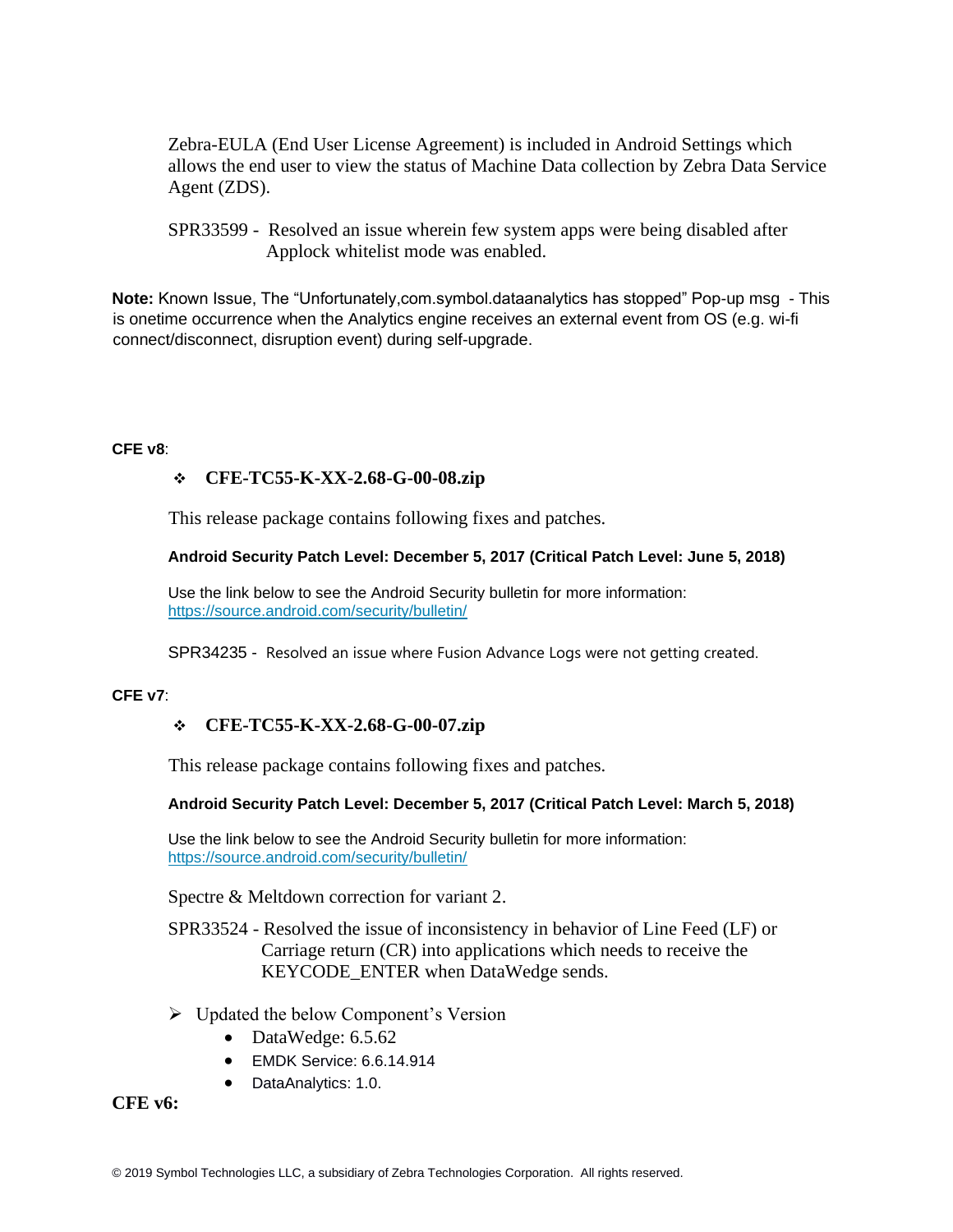Zebra-EULA (End User License Agreement) is included in Android Settings which allows the end user to view the status of Machine Data collection by Zebra Data Service Agent (ZDS).

SPR33599 - Resolved an issue wherein few system apps were being disabled after Applock whitelist mode was enabled.

**Note:** Known Issue, The "Unfortunately,com.symbol.dataanalytics has stopped" Pop-up msg - This is onetime occurrence when the Analytics engine receives an external event from OS (e.g. wi-fi connect/disconnect, disruption event) during self-upgrade.

**CFE v8**:

- **CFE-TC55-K-XX-2.68-G-00-08.zip**

This release package contains following fixes and patches.

**Android Security Patch Level: December 5, 2017 (Critical Patch Level: June 5, 2018)**

Use the link below to see the Android Security bulletin for more information: https://source.android.com/security/bulletin/

SPR34235 - Resolved an issue where Fusion Advance Logs were not getting created.

**CFE v7**:

- **CFE-TC55-K-XX-2.68-G-00-07.zip**

This release package contains following fixes and patches.

**Android Security Patch Level: December 5, 2017 (Critical Patch Level: March 5, 2018)**

Use the link below to see the Android Security bulletin for more information: https://source.android.com/security/bulletin/

Spectre & Meltdown correction for variant 2.

SPR33524 - Resolved the issue of inconsistency in behavior of Line Feed (LF) or Carriage return (CR) into applications which needs to receive the KEYCODE_ENTER when DataWedge sends.

- Updated the below Component's Version
  - DataWedge: 6.5.62
  - EMDK Service: 6.6.14.914
  - DataAnalytics: 1.0.

**CFE v6:**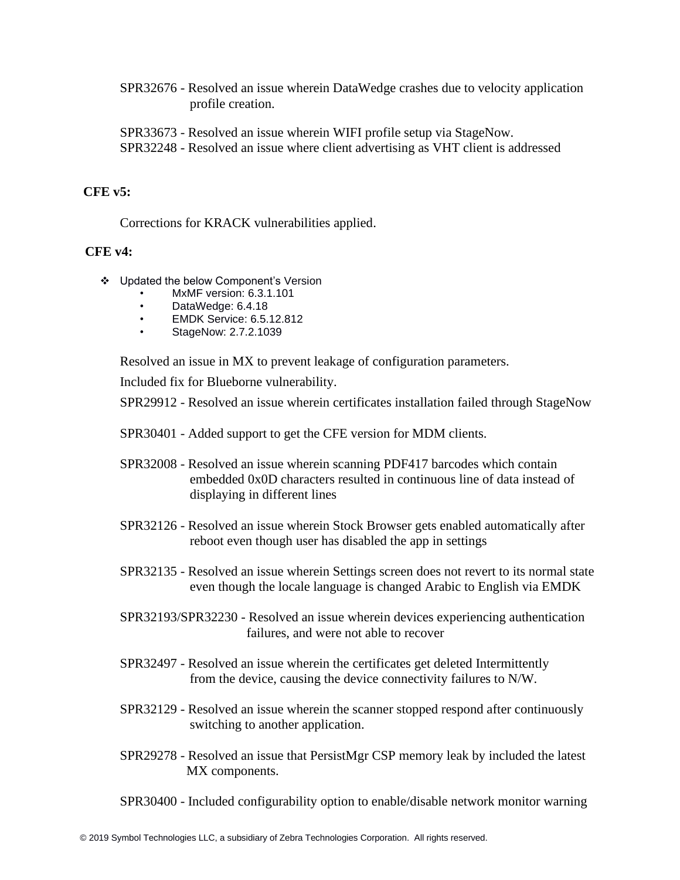SPR32676 - Resolved an issue wherein DataWedge crashes due to velocity application profile creation.

SPR33673 - Resolved an issue wherein WIFI profile setup via StageNow.
SPR32248 - Resolved an issue where client advertising as VHT client is addressed

**CFE v5:**

Corrections for KRACK vulnerabilities applied.

**CFE v4:**

- Updated the below Component's Version
  - MxMF version: 6.3.1.101
  - DataWedge: 6.4.18
  - EMDK Service: 6.5.12.812
  - StageNow: 2.7.2.1039

Resolved an issue in MX to prevent leakage of configuration parameters.

Included fix for Blueborne vulnerability.

SPR29912 - Resolved an issue wherein certificates installation failed through StageNow

SPR30401 - Added support to get the CFE version for MDM clients.

SPR32008 - Resolved an issue wherein scanning PDF417 barcodes which contain embedded 0x0D characters resulted in continuous line of data instead of displaying in different lines

SPR32126 - Resolved an issue wherein Stock Browser gets enabled automatically after reboot even though user has disabled the app in settings

SPR32135 - Resolved an issue wherein Settings screen does not revert to its normal state even though the locale language is changed Arabic to English via EMDK

SPR32193/SPR32230 - Resolved an issue wherein devices experiencing authentication failures, and were not able to recover

SPR32497 - Resolved an issue wherein the certificates get deleted Intermittently from the device, causing the device connectivity failures to N/W.

SPR32129 - Resolved an issue wherein the scanner stopped respond after continuously switching to another application.

SPR29278 - Resolved an issue that PersistMgr CSP memory leak by included the latest MX components.

SPR30400 - Included configurability option to enable/disable network monitor warning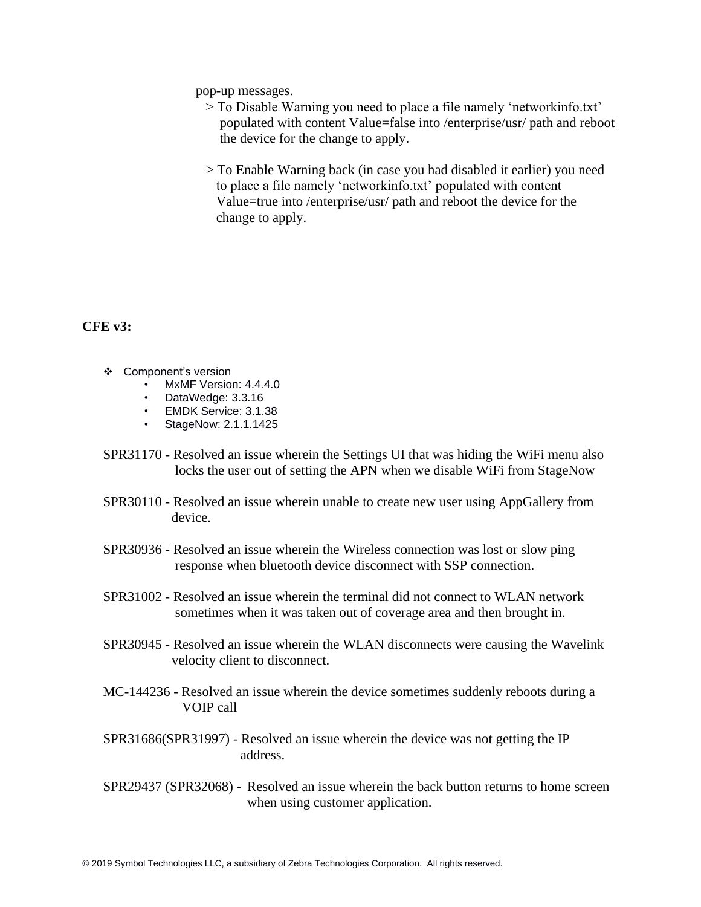pop-up messages.

> To Disable Warning you need to place a file namely 'networkinfo.txt' populated with content Value=false into /enterprise/usr/ path and reboot the device for the change to apply.

> To Enable Warning back (in case you had disabled it earlier) you need to place a file namely 'networkinfo.txt' populated with content Value=true into /enterprise/usr/ path and reboot the device for the change to apply.

**CFE v3:**

- Component's version
  - MxMF Version: 4.4.4.0
  - DataWedge: 3.3.16
  - EMDK Service: 3.1.38
  - StageNow: 2.1.1.1425

SPR31170 - Resolved an issue wherein the Settings UI that was hiding the WiFi menu also locks the user out of setting the APN when we disable WiFi from StageNow

SPR30110 - Resolved an issue wherein unable to create new user using AppGallery from device.

SPR30936 - Resolved an issue wherein the Wireless connection was lost or slow ping response when bluetooth device disconnect with SSP connection.

SPR31002 - Resolved an issue wherein the terminal did not connect to WLAN network sometimes when it was taken out of coverage area and then brought in.

SPR30945 - Resolved an issue wherein the WLAN disconnects were causing the Wavelink velocity client to disconnect.

MC-144236 - Resolved an issue wherein the device sometimes suddenly reboots during a VOIP call

SPR31686(SPR31997) - Resolved an issue wherein the device was not getting the IP address.

SPR29437 (SPR32068) - Resolved an issue wherein the back button returns to home screen when using customer application.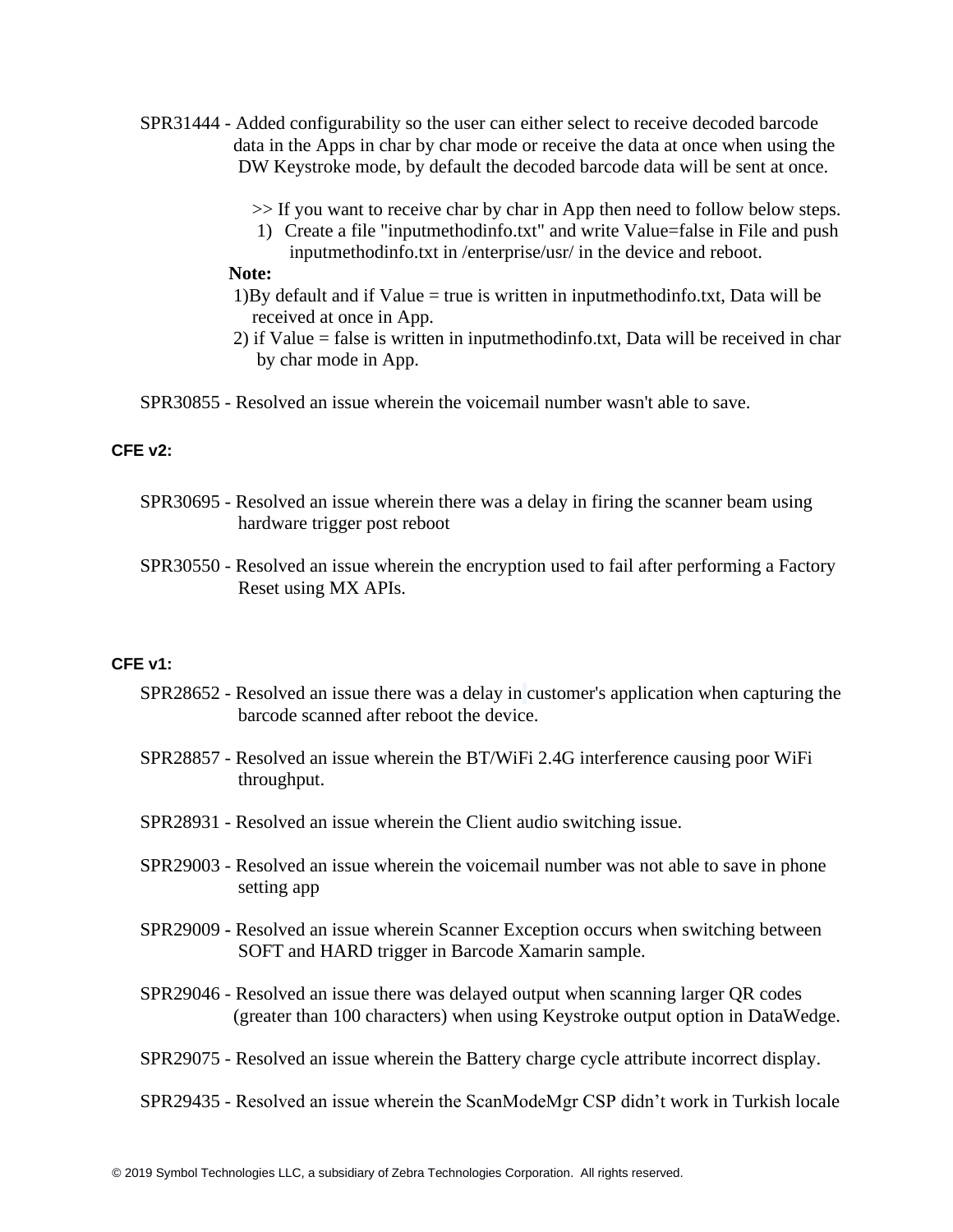SPR31444 - Added configurability so the user can either select to receive decoded barcode data in the Apps in char by char mode or receive the data at once when using the DW Keystroke mode, by default the decoded barcode data will be sent at once.

>> If you want to receive char by char in App then need to follow below steps.

1) Create a file "inputmethodinfo.txt" and write Value=false in File and push inputmethodinfo.txt in /enterprise/usr/ in the device and reboot.

**Note:**

1)By default and if Value = true is written in inputmethodinfo.txt, Data will be received at once in App.

2) if Value = false is written in inputmethodinfo.txt, Data will be received in char by char mode in App.

SPR30855 - Resolved an issue wherein the voicemail number wasn't able to save.

**CFE v2:**

SPR30695 - Resolved an issue wherein there was a delay in firing the scanner beam using hardware trigger post reboot

SPR30550 - Resolved an issue wherein the encryption used to fail after performing a Factory Reset using MX APIs.

**CFE v1:**

SPR28652 - Resolved an issue there was a delay in customer's application when capturing the barcode scanned after reboot the device.

SPR28857 - Resolved an issue wherein the BT/WiFi 2.4G interference causing poor WiFi throughput.

SPR28931 - Resolved an issue wherein the Client audio switching issue.

SPR29003 - Resolved an issue wherein the voicemail number was not able to save in phone setting app

SPR29009 - Resolved an issue wherein Scanner Exception occurs when switching between SOFT and HARD trigger in Barcode Xamarin sample.

SPR29046 - Resolved an issue there was delayed output when scanning larger QR codes (greater than 100 characters) when using Keystroke output option in DataWedge.

SPR29075 - Resolved an issue wherein the Battery charge cycle attribute incorrect display.

SPR29435 - Resolved an issue wherein the ScanModeMgr CSP didn't work in Turkish locale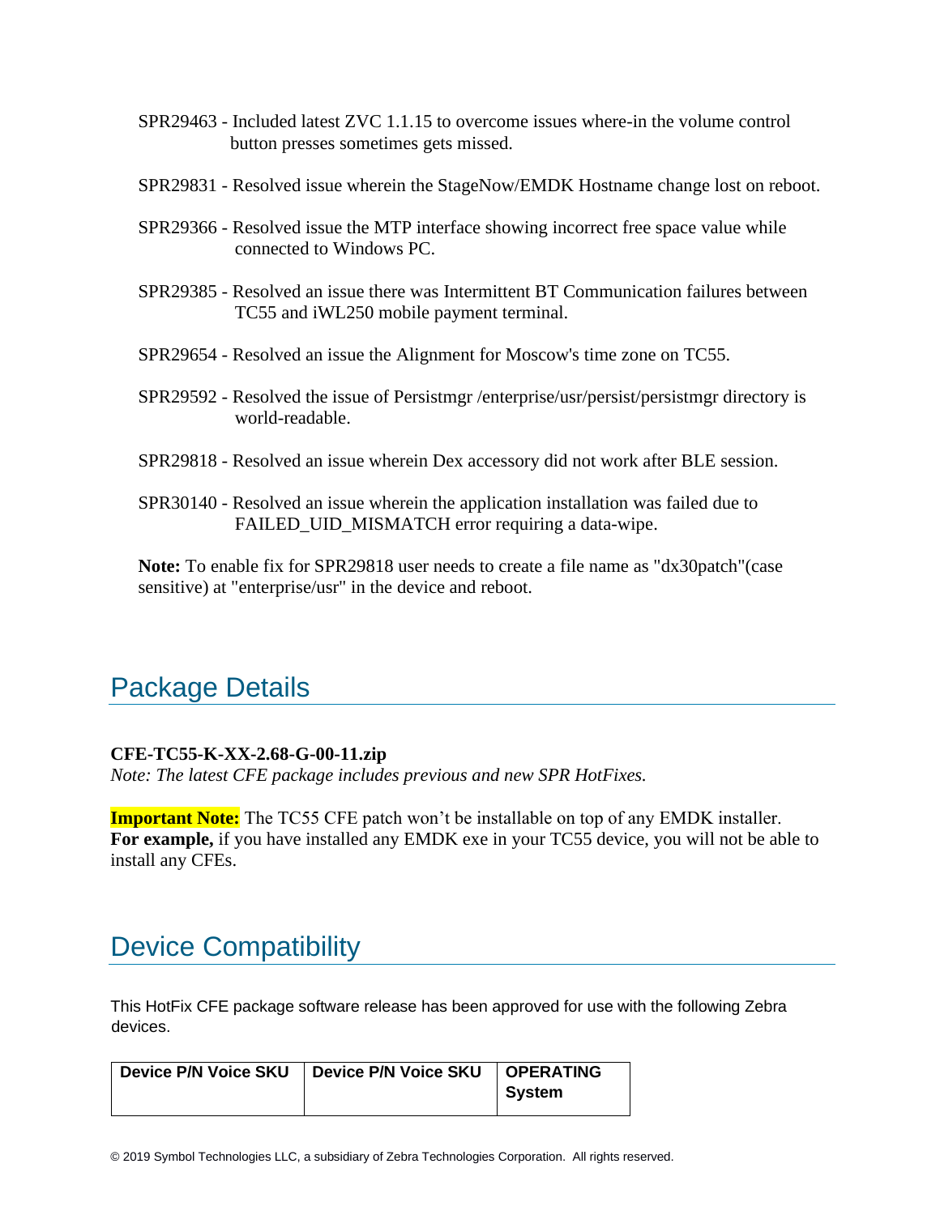SPR29463 - Included latest ZVC 1.1.15 to overcome issues where-in the volume control button presses sometimes gets missed.

SPR29831 - Resolved issue wherein the StageNow/EMDK Hostname change lost on reboot.

SPR29366 - Resolved issue the MTP interface showing incorrect free space value while connected to Windows PC.

SPR29385 - Resolved an issue there was Intermittent BT Communication failures between TC55 and iWL250 mobile payment terminal.

SPR29654 - Resolved an issue the Alignment for Moscow's time zone on TC55.

SPR29592 - Resolved the issue of Persistmgr /enterprise/usr/persist/persistmgr directory is world-readable.

SPR29818 - Resolved an issue wherein Dex accessory did not work after BLE session.

SPR30140 - Resolved an issue wherein the application installation was failed due to FAILED_UID_MISMATCH error requiring a data-wipe.

**Note:** To enable fix for SPR29818 user needs to create a file name as "dx30patch"(case sensitive) at "enterprise/usr" in the device and reboot.

## Package Details

**CFE-TC55-K-XX-2.68-G-00-11.zip**
*Note: The latest CFE package includes previous and new SPR HotFixes.*

**Important Note:** The TC55 CFE patch won't be installable on top of any EMDK installer.
**For example,** if you have installed any EMDK exe in your TC55 device, you will not be able to install any CFEs.

## Device Compatibility

This HotFix CFE package software release has been approved for use with the following Zebra devices.

| Device P/N Voice SKU | Device P/N Voice SKU | OPERATING System |
|---|---|---|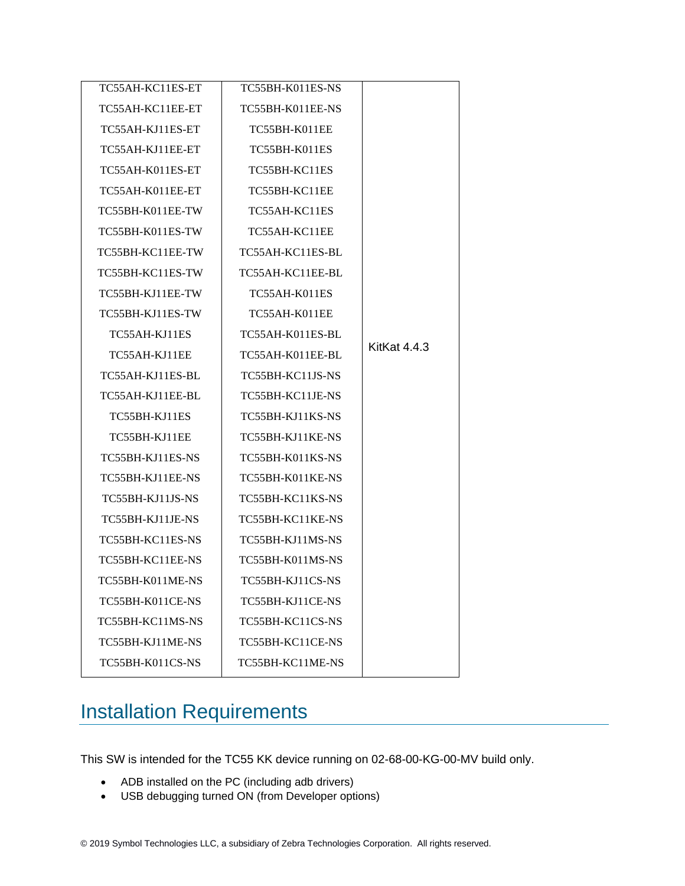| | | |
|---|---|---|
| TC55AH-KC11ES-ET | TC55BH-K011ES-NS | KitKat 4.4.3 |
| TC55AH-KC11EE-ET | TC55BH-K011EE-NS | |
| TC55AH-KJ11ES-ET | TC55BH-K011EE | |
| TC55AH-KJ11EE-ET | TC55BH-K011ES | |
| TC55AH-K011ES-ET | TC55BH-KC11ES | |
| TC55AH-K011EE-ET | TC55BH-KC11EE | |
| TC55BH-K011EE-TW | TC55AH-KC11ES | |
| TC55BH-K011ES-TW | TC55AH-KC11EE | |
| TC55BH-KC11EE-TW | TC55AH-KC11ES-BL | |
| TC55BH-KC11ES-TW | TC55AH-KC11EE-BL | |
| TC55BH-KJ11EE-TW | TC55AH-K011ES | |
| TC55BH-KJ11ES-TW | TC55AH-K011EE | |
| TC55AH-KJ11ES | TC55AH-K011ES-BL | |
| TC55AH-KJ11EE | TC55AH-K011EE-BL | |
| TC55AH-KJ11ES-BL | TC55BH-KC11JS-NS | |
| TC55AH-KJ11EE-BL | TC55BH-KC11JE-NS | |
| TC55BH-KJ11ES | TC55BH-KJ11KS-NS | |
| TC55BH-KJ11EE | TC55BH-KJ11KE-NS | |
| TC55BH-KJ11ES-NS | TC55BH-K011KS-NS | |
| TC55BH-KJ11EE-NS | TC55BH-K011KE-NS | |
| TC55BH-KJ11JS-NS | TC55BH-KC11KS-NS | |
| TC55BH-KJ11JE-NS | TC55BH-KC11KE-NS | |
| TC55BH-KC11ES-NS | TC55BH-KJ11MS-NS | |
| TC55BH-KC11EE-NS | TC55BH-K011MS-NS | |
| TC55BH-K011ME-NS | TC55BH-KJ11CS-NS | |
| TC55BH-K011CE-NS | TC55BH-KJ11CE-NS | |
| TC55BH-KC11MS-NS | TC55BH-KC11CS-NS | |
| TC55BH-KJ11ME-NS | TC55BH-KC11CE-NS | |
| TC55BH-K011CS-NS | TC55BH-KC11ME-NS | |

# Installation Requirements

This SW is intended for the TC55 KK device running on 02-68-00-KG-00-MV build only.

- ADB installed on the PC (including adb drivers)
- USB debugging turned ON (from Developer options)

© 2019 Symbol Technologies LLC, a subsidiary of Zebra Technologies Corporation. All rights reserved.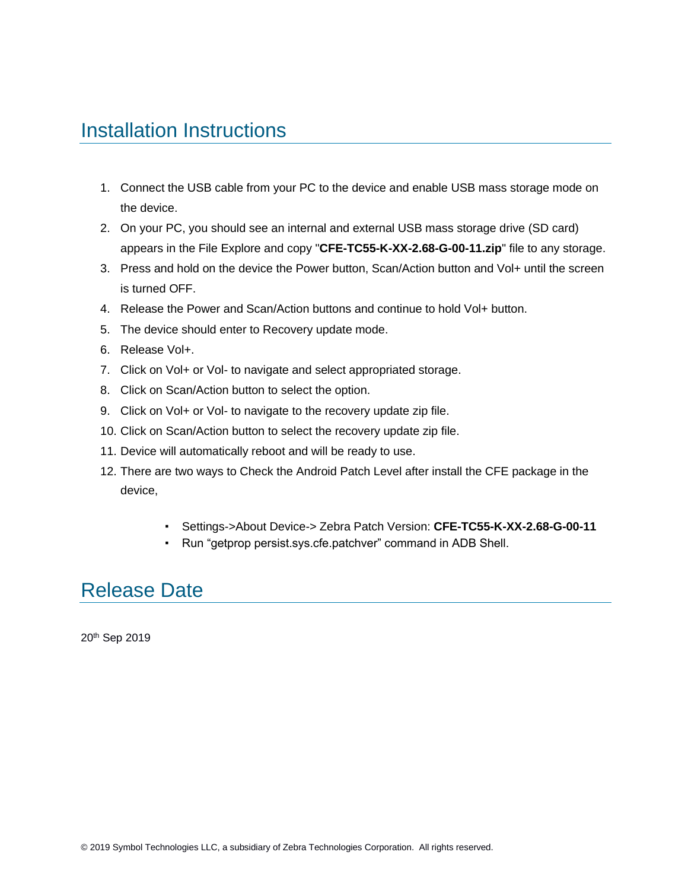## Installation Instructions

1. Connect the USB cable from your PC to the device and enable USB mass storage mode on the device.
2. On your PC, you should see an internal and external USB mass storage drive (SD card) appears in the File Explore and copy "**CFE-TC55-K-XX-2.68-G-00-11.zip**" file to any storage.
3. Press and hold on the device the Power button, Scan/Action button and Vol+ until the screen is turned OFF.
4. Release the Power and Scan/Action buttons and continue to hold Vol+ button.
5. The device should enter to Recovery update mode.
6. Release Vol+.
7. Click on Vol+ or Vol- to navigate and select appropriated storage.
8. Click on Scan/Action button to select the option.
9. Click on Vol+ or Vol- to navigate to the recovery update zip file.
10. Click on Scan/Action button to select the recovery update zip file.
11. Device will automatically reboot and will be ready to use.
12. There are two ways to Check the Android Patch Level after install the CFE package in the device,

    - Settings->About Device-> Zebra Patch Version: **CFE-TC55-K-XX-2.68-G-00-11**
    - Run "getprop persist.sys.cfe.patchver" command in ADB Shell.

## Release Date

20th Sep 2019

© 2019 Symbol Technologies LLC, a subsidiary of Zebra Technologies Corporation. All rights reserved.